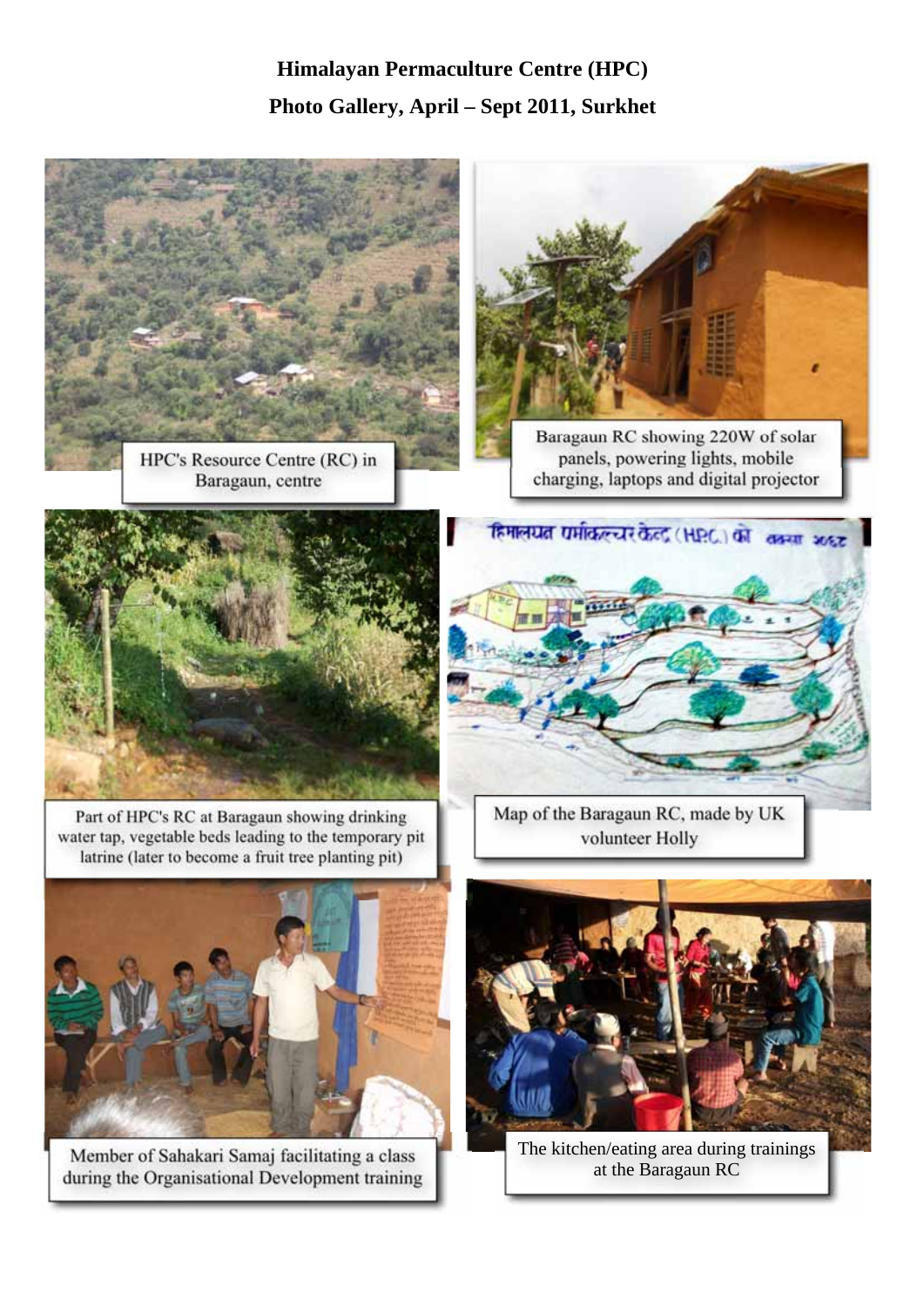# Himalayan Permaculture Centre (HPC)

## Photo Gallery, April – Sept 2011, Surkhet

HPC's Resource Centre (RC) in Baragaun, centre

Baragaun RC showing 220W of solar panels, powering lights, mobile charging, laptops and digital projector

Part of HPC's RC at Baragaun showing drinking water tap, vegetable beds leading to the temporary pit latrine (later to become a fruit tree planting pit)

Map of the Baragaun RC, made by UK volunteer Holly

Member of Sahakari Samaj facilitating a class during the Organisational Development training

The kitchen/eating area during trainings at the Baragaun RC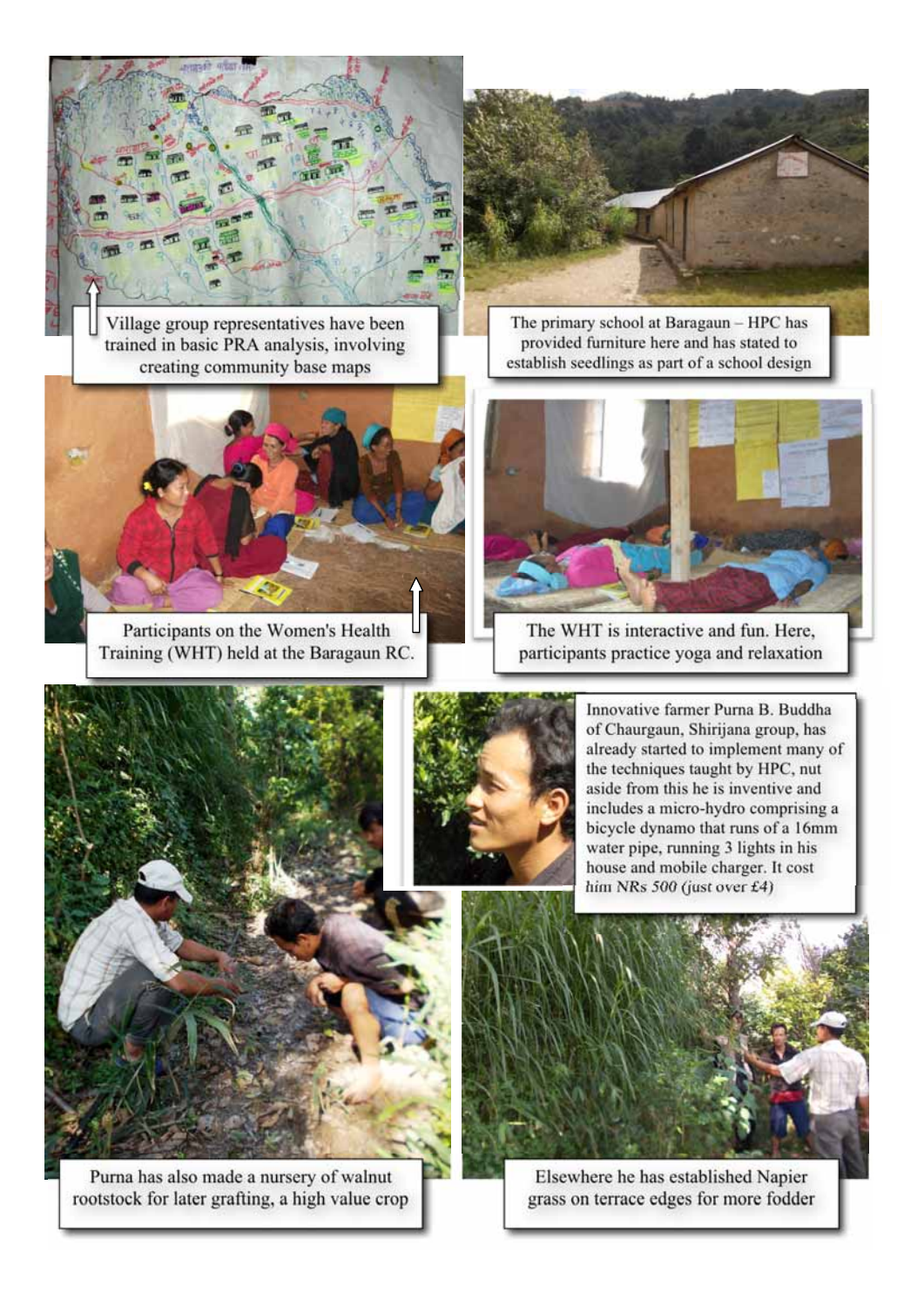Village group representatives have been trained in basic PRA analysis, involving creating community base maps

The primary school at Baragaun – HPC has provided furniture here and has stated to establish seedlings as part of a school design

Participants on the Women's Health Training (WHT) held at the Baragaun RC.

The WHT is interactive and fun. Here, participants practice yoga and relaxation

Innovative farmer Purna B. Buddha of Chaurgaun, Shirijana group, has already started to implement many of the techniques taught by HPC, nut aside from this he is inventive and includes a micro-hydro comprising a bicycle dynamo that runs of a 16mm water pipe, running 3 lights in his house and mobile charger. It cost him NRs 500 (just over £4)

Purna has also made a nursery of walnut rootstock for later grafting, a high value crop

Elsewhere he has established Napier grass on terrace edges for more fodder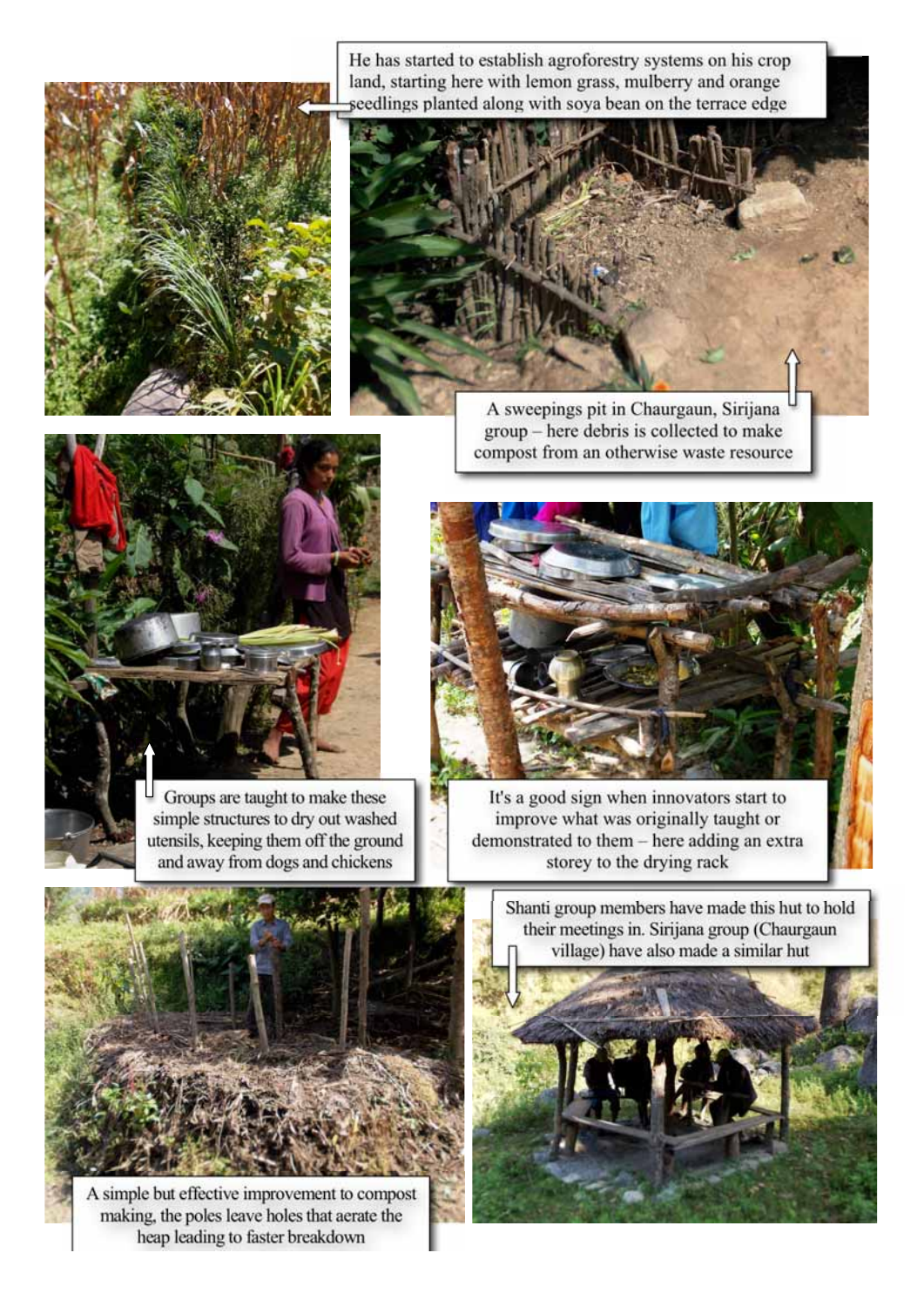He has started to establish agroforestry systems on his crop land, starting here with lemon grass, mulberry and orange seedlings planted along with soya bean on the terrace edge

A sweepings pit in Chaurgaun, Sirijana group – here debris is collected to make compost from an otherwise waste resource

Groups are taught to make these simple structures to dry out washed utensils, keeping them off the ground and away from dogs and chickens

It's a good sign when innovators start to improve what was originally taught or demonstrated to them – here adding an extra storey to the drying rack

A simple but effective improvement to compost making, the poles leave holes that aerate the heap leading to faster breakdown

Shanti group members have made this hut to hold their meetings in. Sirijana group (Chaurgaun village) have also made a similar hut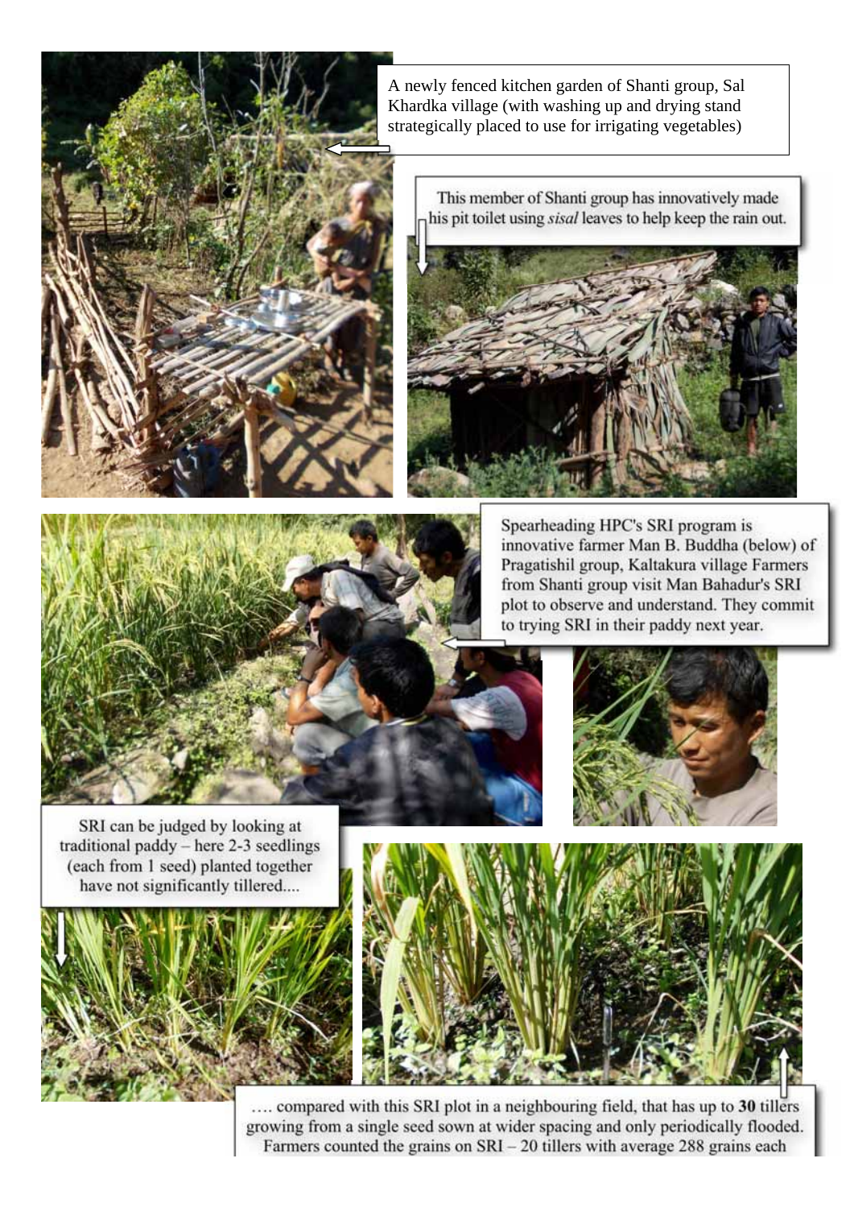A newly fenced kitchen garden of Shanti group, Sal Khardka village (with washing up and drying stand strategically placed to use for irrigating vegetables)

This member of Shanti group has innovatively made his pit toilet using *sisal* leaves to help keep the rain out.

Spearheading HPC's SRI program is innovative farmer Man B. Buddha (below) of Pragatishil group, Kaltakura village Farmers from Shanti group visit Man Bahadur's SRI plot to observe and understand. They commit to trying SRI in their paddy next year.

SRI can be judged by looking at traditional paddy – here 2-3 seedlings (each from 1 seed) planted together have not significantly tillered....

.... compared with this SRI plot in a neighbouring field, that has up to **30** tillers growing from a single seed sown at wider spacing and only periodically flooded. Farmers counted the grains on SRI – 20 tillers with average 288 grains each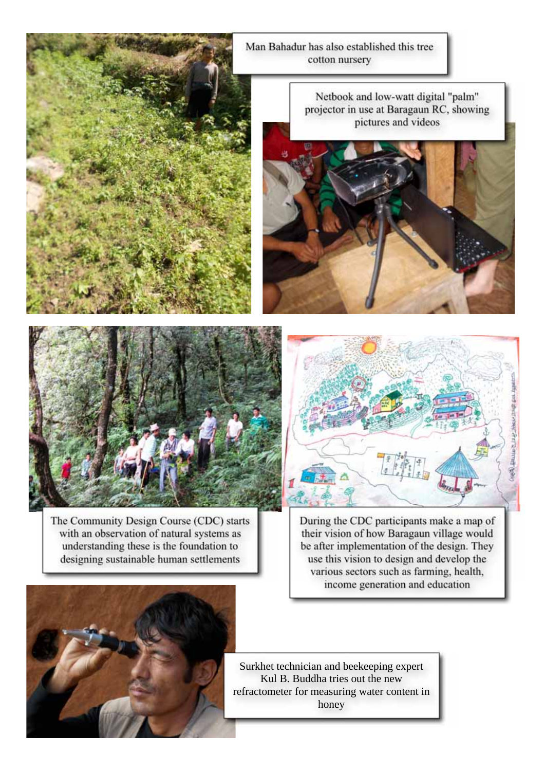Man Bahadur has also established this tree cotton nursery

Netbook and low-watt digital "palm" projector in use at Baragaun RC, showing pictures and videos

The Community Design Course (CDC) starts with an observation of natural systems as understanding these is the foundation to designing sustainable human settlements

During the CDC participants make a map of their vision of how Baragaun village would be after implementation of the design. They use this vision to design and develop the various sectors such as farming, health, income generation and education

Surkhet technician and beekeeping expert Kul B. Buddha tries out the new refractometer for measuring water content in honey